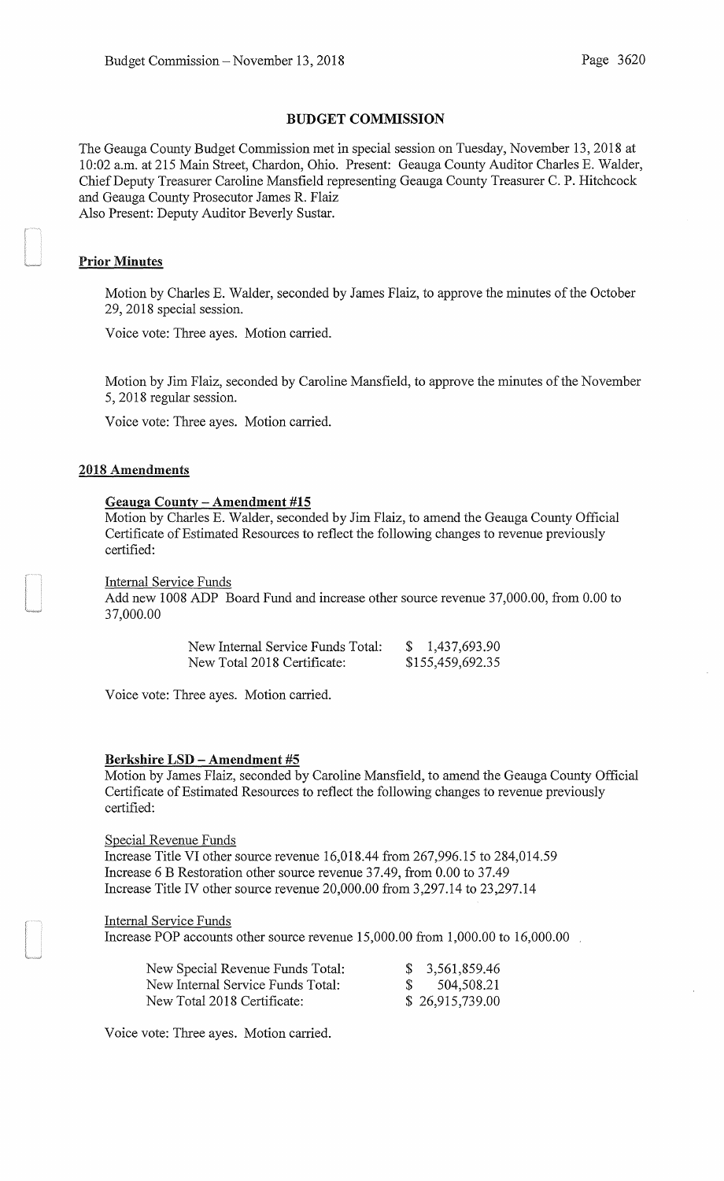# BUDGET COMMISSION

The Geauga County Budget Commission met in special session on Tuesday, November 13, 2018 at 10:02 a.m. at 215 Main Street, Chardon, Ohio. Present: Geauga County Auditor Charles E. Walder, Chief Deputy Treasurer Caroline Mansfield representing Geauga County Treasurer C. P. Hitchcock and Geauga County Prosecutor James R. Flaiz
Also Present: Deputy Auditor Beverly Sustar.

## Prior Minutes

Motion by Charles E. Walder, seconded by James Flaiz, to approve the minutes of the October 29, 2018 special session.

Voice vote: Three ayes. Motion carried.

Motion by Jim Flaiz, seconded by Caroline Mansfield, to approve the minutes of the November 5, 2018 regular session.

Voice vote: Three ayes. Motion carried.

## 2018 Amendments

### Geauga County – Amendment #15

Motion by Charles E. Walder, seconded by Jim Flaiz, to amend the Geauga County Official Certificate of Estimated Resources to reflect the following changes to revenue previously certified:

Internal Service Funds
Add new 1008 ADP Board Fund and increase other source revenue 37,000.00, from 0.00 to 37,000.00

| | |
|---|---|
| New Internal Service Funds Total: | $ 1,437,693.90 |
| New Total 2018 Certificate: | $155,459,692.35 |

Voice vote: Three ayes. Motion carried.

### Berkshire LSD – Amendment #5

Motion by James Flaiz, seconded by Caroline Mansfield, to amend the Geauga County Official Certificate of Estimated Resources to reflect the following changes to revenue previously certified:

Special Revenue Funds
Increase Title VI other source revenue 16,018.44 from 267,996.15 to 284,014.59
Increase 6 B Restoration other source revenue 37.49, from 0.00 to 37.49
Increase Title IV other source revenue 20,000.00 from 3,297.14 to 23,297.14

Internal Service Funds
Increase POP accounts other source revenue 15,000.00 from 1,000.00 to 16,000.00

| | |
|---|---|
| New Special Revenue Funds Total: | $ 3,561,859.46 |
| New Internal Service Funds Total: | $ 504,508.21 |
| New Total 2018 Certificate: | $ 26,915,739.00 |

Voice vote: Three ayes. Motion carried.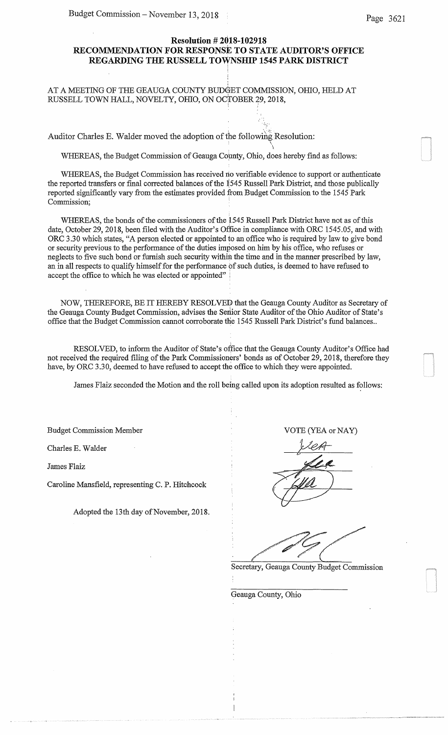**Resolution # 2018-102918**
**RECOMMENDATION FOR RESPONSE TO STATE AUDITOR'S OFFICE REGARDING THE RUSSELL TOWNSHIP 1545 PARK DISTRICT**

AT A MEETING OF THE GEAUGA COUNTY BUDGET COMMISSION, OHIO, HELD AT RUSSELL TOWN HALL, NOVELTY, OHIO, ON OCTOBER 29, 2018,

Auditor Charles E. Walder moved the adoption of the following Resolution:

WHEREAS, the Budget Commission of Geauga County, Ohio, does hereby find as follows:

WHEREAS, the Budget Commission has received no verifiable evidence to support or authenticate the reported transfers or final corrected balances of the 1545 Russell Park District, and those publically reported significantly vary from the estimates provided from Budget Commission to the 1545 Park Commission;

WHEREAS, the bonds of the commissioners of the 1545 Russell Park District have not as of this date, October 29, 2018, been filed with the Auditor's Office in compliance with ORC 1545.05, and with ORC 3.30 which states, "A person elected or appointed to an office who is required by law to give bond or security previous to the performance of the duties imposed on him by his office, who refuses or neglects to five such bond or furnish such security within the time and in the manner prescribed by law, an in all respects to qualify himself for the performance of such duties, is deemed to have refused to accept the office to which he was elected or appointed"

NOW, THEREFORE, BE IT HEREBY RESOLVED that the Geauga County Auditor as Secretary of the Geauga County Budget Commission, advises the Senior State Auditor of the Ohio Auditor of State's office that the Budget Commission cannot corroborate the 1545 Russell Park District's fund balances..

RESOLVED, to inform the Auditor of State's office that the Geauga County Auditor's Office had not received the required filing of the Park Commissioners' bonds as of October 29, 2018, therefore they have, by ORC 3.30, deemed to have refused to accept the office to which they were appointed.

James Flaiz seconded the Motion and the roll being called upon its adoption resulted as follows:

| Budget Commission Member | VOTE (YEA or NAY) |
|---|---|
| Charles E. Walder | Yea |
| James Flaiz | Yea |
| Caroline Mansfield, representing C. P. Hitchcock | Yea |

Adopted the 13th day of November, 2018.

Secretary, Geauga County Budget Commission

Geauga County, Ohio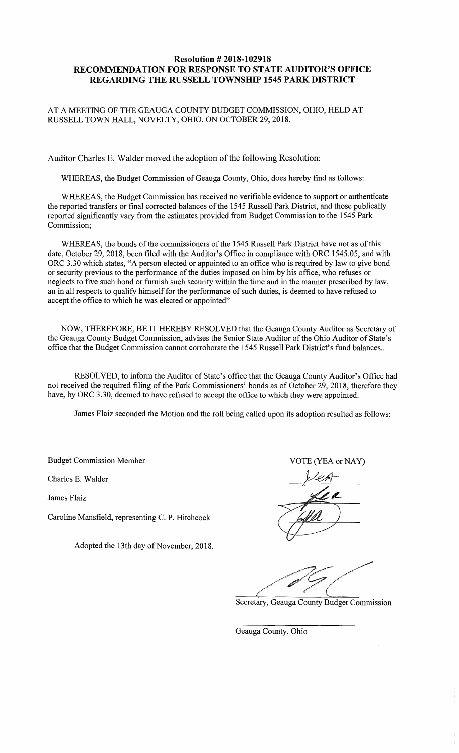## Resolution # 2018-102918
## RECOMMENDATION FOR RESPONSE TO STATE AUDITOR'S OFFICE REGARDING THE RUSSELL TOWNSHIP 1545 PARK DISTRICT

AT A MEETING OF THE GEAUGA COUNTY BUDGET COMMISSION, OHIO, HELD AT RUSSELL TOWN HALL, NOVELTY, OHIO, ON OCTOBER 29, 2018,

Auditor Charles E. Walder moved the adoption of the following Resolution:

WHEREAS, the Budget Commission of Geauga County, Ohio, does hereby find as follows:

WHEREAS, the Budget Commission has received no verifiable evidence to support or authenticate the reported transfers or final corrected balances of the 1545 Russell Park District, and those publically reported significantly vary from the estimates provided from Budget Commission to the 1545 Park Commission;

WHEREAS, the bonds of the commissioners of the 1545 Russell Park District have not as of this date, October 29, 2018, been filed with the Auditor's Office in compliance with ORC 1545.05, and with ORC 3.30 which states, "A person elected or appointed to an office who is required by law to give bond or security previous to the performance of the duties imposed on him by his office, who refuses or neglects to five such bond or furnish such security within the time and in the manner prescribed by law, an in all respects to qualify himself for the performance of such duties, is deemed to have refused to accept the office to which he was elected or appointed"

NOW, THEREFORE, BE IT HEREBY RESOLVED that the Geauga County Auditor as Secretary of the Geauga County Budget Commission, advises the Senior State Auditor of the Ohio Auditor of State's office that the Budget Commission cannot corroborate the 1545 Russell Park District's fund balances..

RESOLVED, to inform the Auditor of State's office that the Geauga County Auditor's Office had not received the required filing of the Park Commissioners' bonds as of October 29, 2018, therefore they have, by ORC 3.30, deemed to have refused to accept the office to which they were appointed.

James Flaiz seconded the Motion and the roll being called upon its adoption resulted as follows:

| Budget Commission Member | VOTE (YEA or NAY) |
|---|---|
| Charles E. Walder | Yea |
| James Flaiz | Yea |
| Caroline Mansfield, representing C. P. Hitchcock | Yea |

Adopted the 13th day of November, 2018.

Secretary, Geauga County Budget Commission

Geauga County, Ohio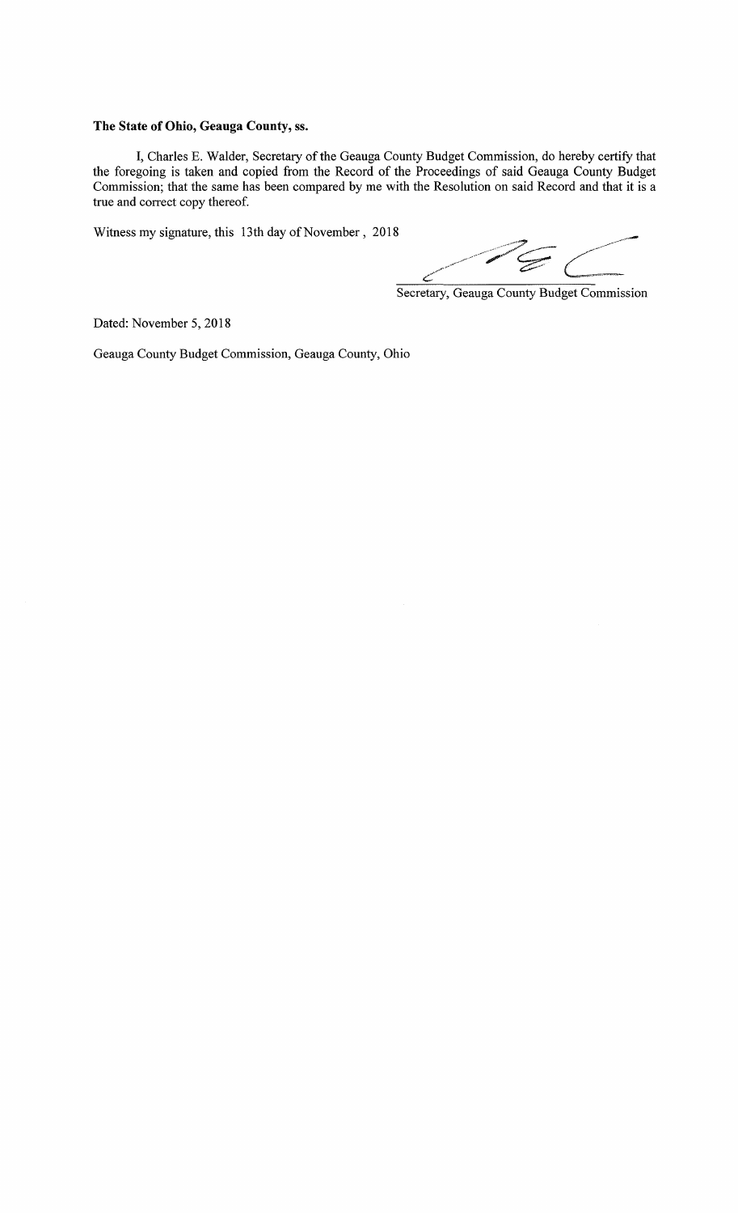**The State of Ohio, Geauga County, ss.**

I, Charles E. Walder, Secretary of the Geauga County Budget Commission, do hereby certify that the foregoing is taken and copied from the Record of the Proceedings of said Geauga County Budget Commission; that the same has been compared by me with the Resolution on said Record and that it is a true and correct copy thereof.

Witness my signature, this 13th day of November, 2018

Secretary, Geauga County Budget Commission

Dated: November 5, 2018

Geauga County Budget Commission, Geauga County, Ohio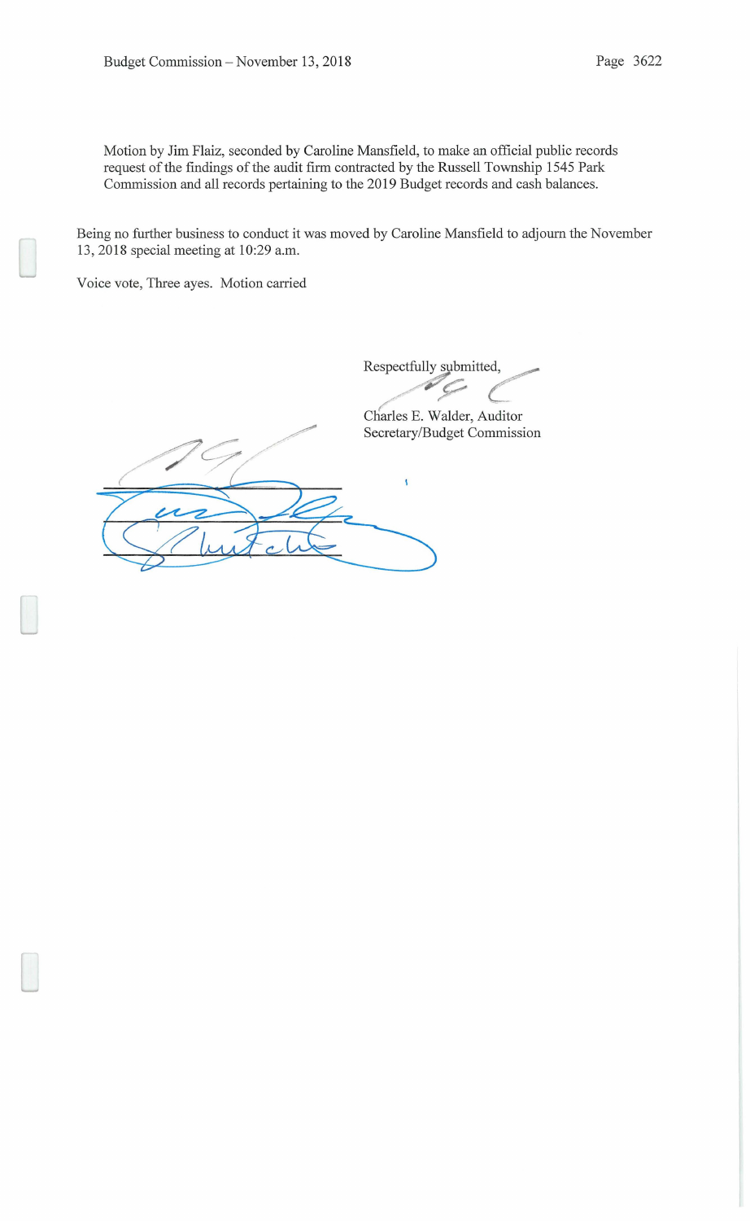Motion by Jim Flaiz, seconded by Caroline Mansfield, to make an official public records request of the findings of the audit firm contracted by the Russell Township 1545 Park Commission and all records pertaining to the 2019 Budget records and cash balances.

Being no further business to conduct it was moved by Caroline Mansfield to adjourn the November 13, 2018 special meeting at 10:29 a.m.

Voice vote, Three ayes. Motion carried

Respectfully submitted,

Charles E. Walder, Auditor
Secretary/Budget Commission

\_\_\_\_\_\_\_\_\_\_\_\_\_\_\_\_\_\_\_\_\_\_\_\_\_\_\_\_

\_\_\_\_\_\_\_\_\_\_\_\_\_\_\_\_\_\_\_\_\_\_\_\_\_\_\_\_

\_\_\_\_\_\_\_\_\_\_\_\_\_\_\_\_\_\_\_\_\_\_\_\_\_\_\_\_